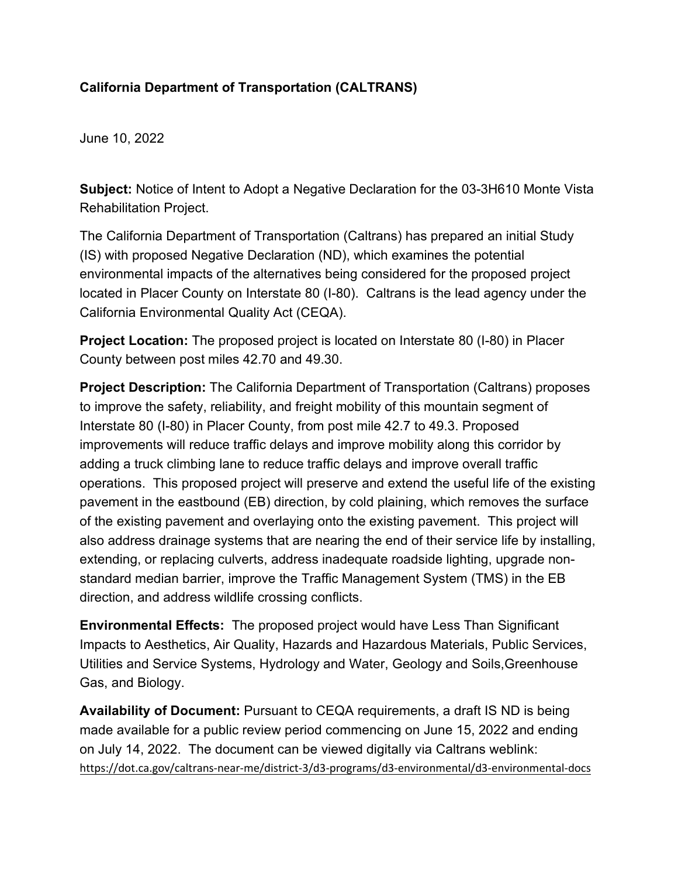**California Department of Transportation (CALTRANS)**

June 10, 2022

**Subject:** Notice of Intent to Adopt a Negative Declaration for the 03-3H610 Monte Vista Rehabilitation Project.

The California Department of Transportation (Caltrans) has prepared an initial Study (IS) with proposed Negative Declaration (ND), which examines the potential environmental impacts of the alternatives being considered for the proposed project located in Placer County on Interstate 80 (I-80). Caltrans is the lead agency under the California Environmental Quality Act (CEQA).

**Project Location:** The proposed project is located on Interstate 80 (I-80) in Placer County between post miles 42.70 and 49.30.

**Project Description:** The California Department of Transportation (Caltrans) proposes to improve the safety, reliability, and freight mobility of this mountain segment of Interstate 80 (I-80) in Placer County, from post mile 42.7 to 49.3. Proposed improvements will reduce traffic delays and improve mobility along this corridor by adding a truck climbing lane to reduce traffic delays and improve overall traffic operations. This proposed project will preserve and extend the useful life of the existing pavement in the eastbound (EB) direction, by cold plaining, which removes the surface of the existing pavement and overlaying onto the existing pavement. This project will also address drainage systems that are nearing the end of their service life by installing, extending, or replacing culverts, address inadequate roadside lighting, upgrade non-standard median barrier, improve the Traffic Management System (TMS) in the EB direction, and address wildlife crossing conflicts.

**Environmental Effects:** The proposed project would have Less Than Significant Impacts to Aesthetics, Air Quality, Hazards and Hazardous Materials, Public Services, Utilities and Service Systems, Hydrology and Water, Geology and Soils,Greenhouse Gas, and Biology.

**Availability of Document:** Pursuant to CEQA requirements, a draft IS ND is being made available for a public review period commencing on June 15, 2022 and ending on July 14, 2022. The document can be viewed digitally via Caltrans weblink: https://dot.ca.gov/caltrans-near-me/district-3/d3-programs/d3-environmental/d3-environmental-docs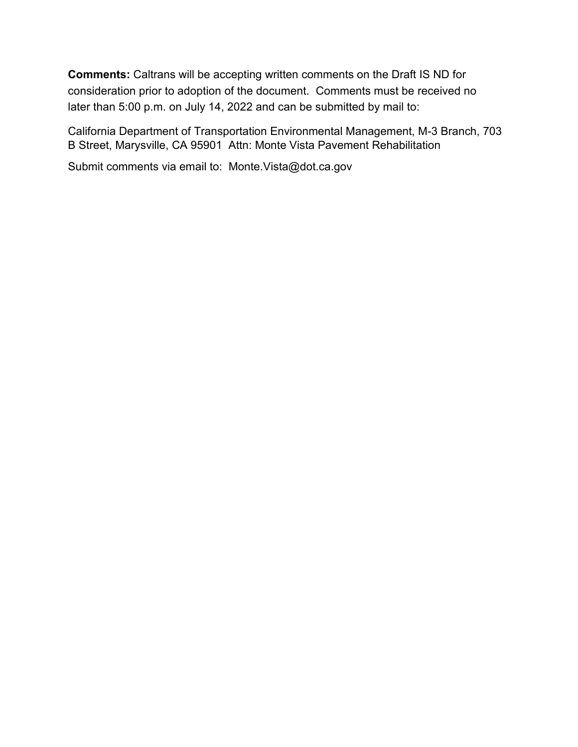**Comments:** Caltrans will be accepting written comments on the Draft IS ND for consideration prior to adoption of the document. Comments must be received no later than 5:00 p.m. on July 14, 2022 and can be submitted by mail to:

California Department of Transportation Environmental Management, M-3 Branch, 703 B Street, Marysville, CA 95901 Attn: Monte Vista Pavement Rehabilitation

Submit comments via email to: Monte.Vista@dot.ca.gov